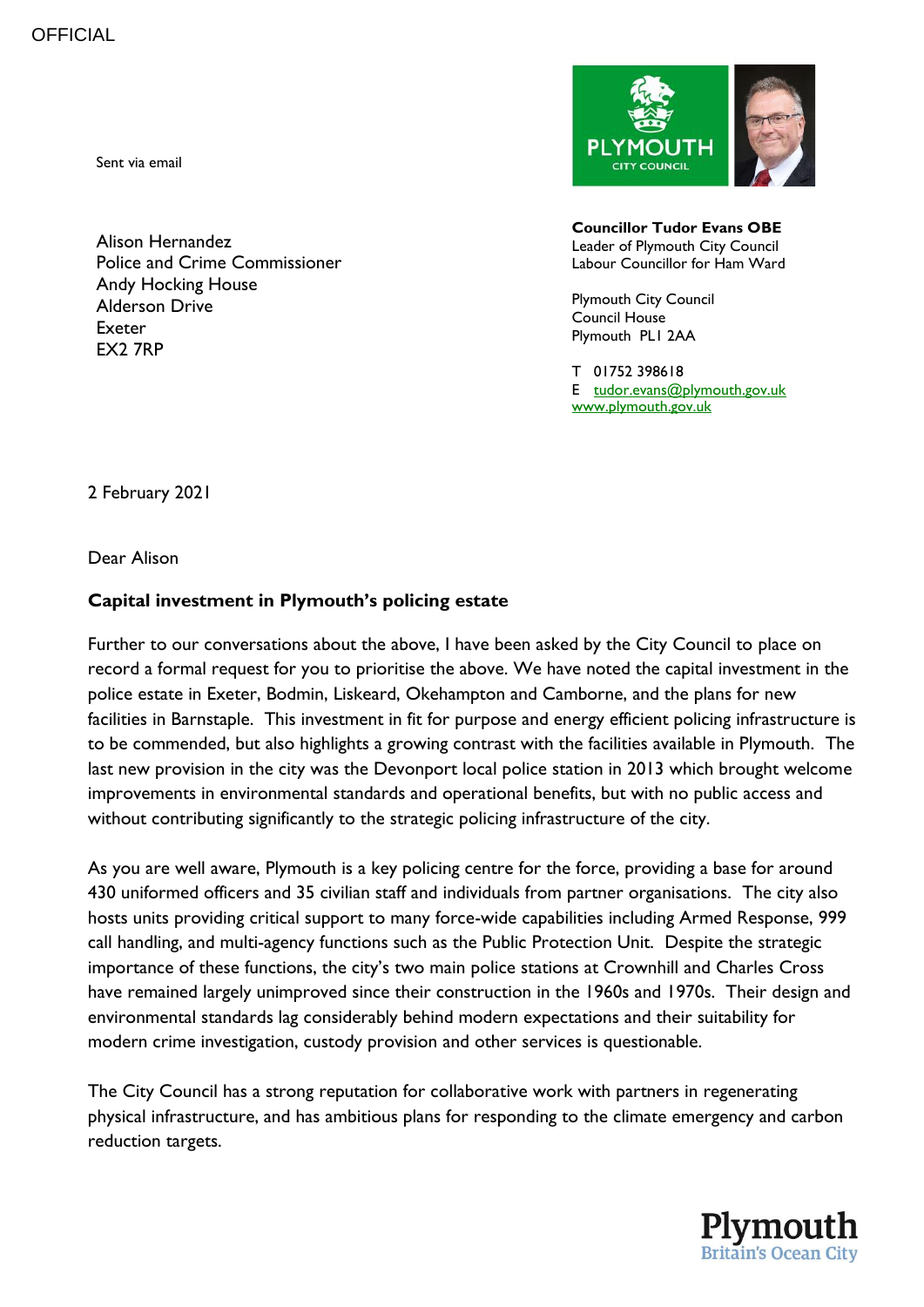OFFICIAL

Sent via email

Alison Hernandez
Police and Crime Commissioner
Andy Hocking House
Alderson Drive
Exeter
EX2 7RP

**Councillor Tudor Evans OBE**
Leader of Plymouth City Council
Labour Councillor for Ham Ward

Plymouth City Council
Council House
Plymouth PL1 2AA

T 01752 398618
E tudor.evans@plymouth.gov.uk
www.plymouth.gov.uk

2 February 2021

Dear Alison

**Capital investment in Plymouth's policing estate**

Further to our conversations about the above, I have been asked by the City Council to place on record a formal request for you to prioritise the above. We have noted the capital investment in the police estate in Exeter, Bodmin, Liskeard, Okehampton and Camborne, and the plans for new facilities in Barnstaple. This investment in fit for purpose and energy efficient policing infrastructure is to be commended, but also highlights a growing contrast with the facilities available in Plymouth. The last new provision in the city was the Devonport local police station in 2013 which brought welcome improvements in environmental standards and operational benefits, but with no public access and without contributing significantly to the strategic policing infrastructure of the city.

As you are well aware, Plymouth is a key policing centre for the force, providing a base for around 430 uniformed officers and 35 civilian staff and individuals from partner organisations. The city also hosts units providing critical support to many force-wide capabilities including Armed Response, 999 call handling, and multi-agency functions such as the Public Protection Unit. Despite the strategic importance of these functions, the city's two main police stations at Crownhill and Charles Cross have remained largely unimproved since their construction in the 1960s and 1970s. Their design and environmental standards lag considerably behind modern expectations and their suitability for modern crime investigation, custody provision and other services is questionable.

The City Council has a strong reputation for collaborative work with partners in regenerating physical infrastructure, and has ambitious plans for responding to the climate emergency and carbon reduction targets.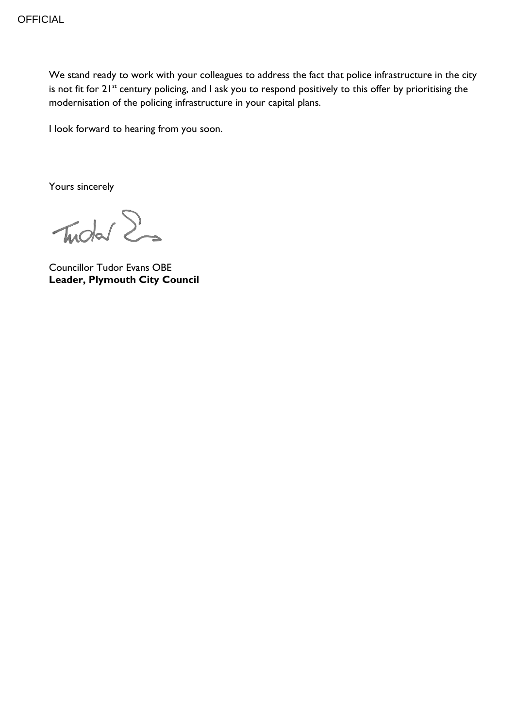We stand ready to work with your colleagues to address the fact that police infrastructure in the city is not fit for 21st century policing, and I ask you to respond positively to this offer by prioritising the modernisation of the policing infrastructure in your capital plans.

I look forward to hearing from you soon.

Yours sincerely

Councillor Tudor Evans OBE
**Leader, Plymouth City Council**